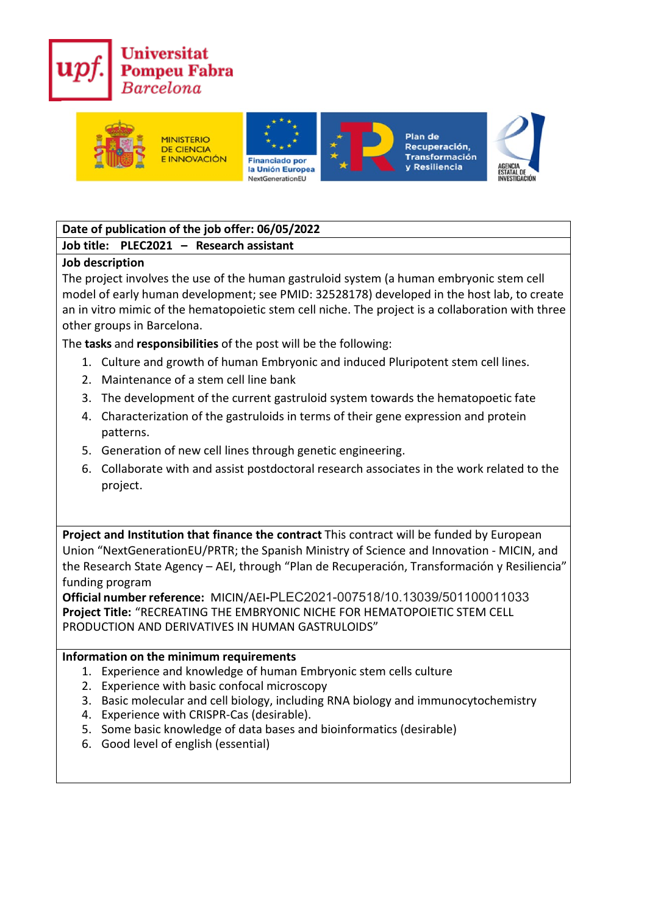**Date of publication of the job offer: 06/05/2022**

**Job title: PLEC2021 – Research assistant**

**Job description**

The project involves the use of the human gastruloid system (a human embryonic stem cell model of early human development; see PMID: 32528178) developed in the host lab, to create an in vitro mimic of the hematopoietic stem cell niche. The project is a collaboration with three other groups in Barcelona.

The **tasks** and **responsibilities** of the post will be the following:

1. Culture and growth of human Embryonic and induced Pluripotent stem cell lines.
2. Maintenance of a stem cell line bank
3. The development of the current gastruloid system towards the hematopoetic fate
4. Characterization of the gastruloids in terms of their gene expression and protein patterns.
5. Generation of new cell lines through genetic engineering.
6. Collaborate with and assist postdoctoral research associates in the work related to the project.

**Project and Institution that finance the contract** This contract will be funded by European Union "NextGenerationEU/PRTR; the Spanish Ministry of Science and Innovation - MICIN, and the Research State Agency – AEI, through "Plan de Recuperación, Transformación y Resiliencia" funding program

**Official number reference:** MICIN/AEI-PLEC2021-007518/10.13039/501100011033

**Project Title:** "RECREATING THE EMBRYONIC NICHE FOR HEMATOPOIETIC STEM CELL PRODUCTION AND DERIVATIVES IN HUMAN GASTRULOIDS"

**Information on the minimum requirements**

1. Experience and knowledge of human Embryonic stem cells culture
2. Experience with basic confocal microscopy
3. Basic molecular and cell biology, including RNA biology and immunocytochemistry
4. Experience with CRISPR-Cas (desirable).
5. Some basic knowledge of data bases and bioinformatics (desirable)
6. Good level of english (essential)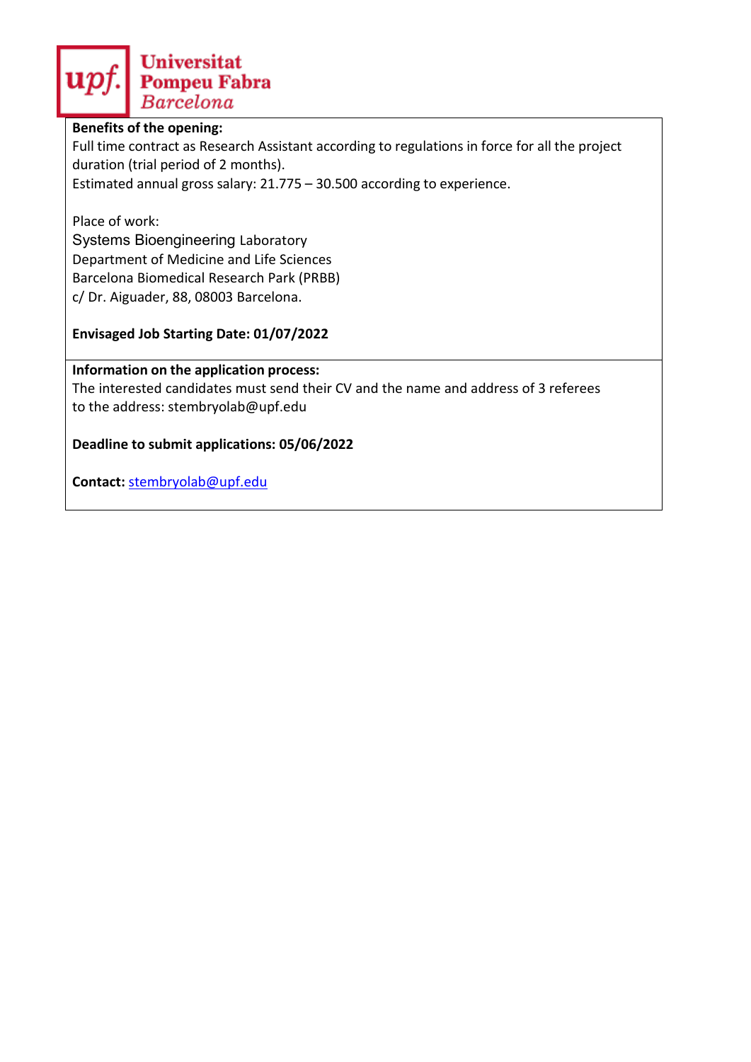**Benefits of the opening:**
Full time contract as Research Assistant according to regulations in force for all the project duration (trial period of 2 months).
Estimated annual gross salary: 21.775 – 30.500 according to experience.

Place of work:
Systems Bioengineering Laboratory
Department of Medicine and Life Sciences
Barcelona Biomedical Research Park (PRBB)
c/ Dr. Aiguader, 88, 08003 Barcelona.

**Envisaged Job Starting Date: 01/07/2022**

**Information on the application process:**
The interested candidates must send their CV and the name and address of 3 referees to the address: stembryolab@upf.edu

**Deadline to submit applications: 05/06/2022**

**Contact:** stembryolab@upf.edu